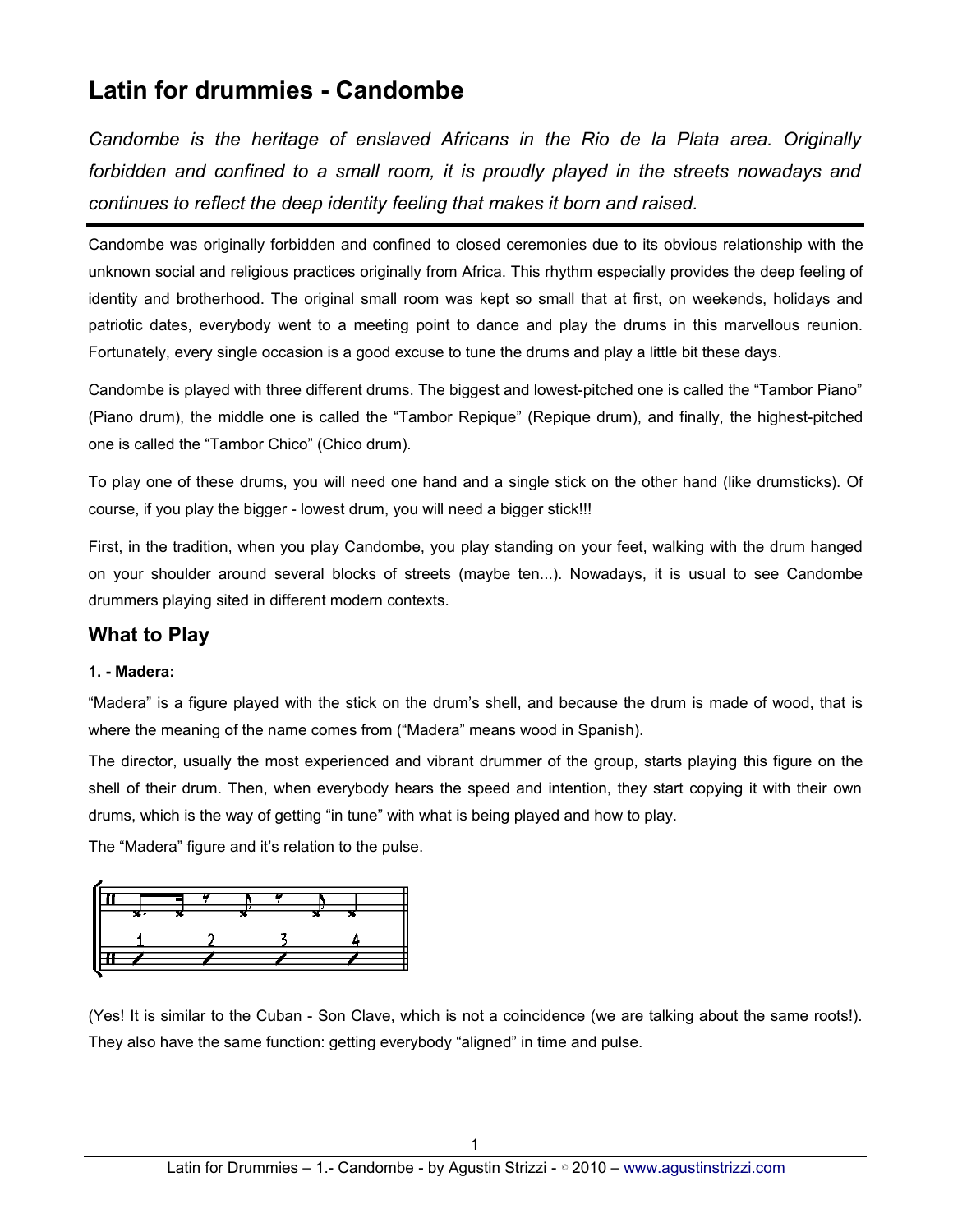# Latin for drummies - Candombe

*Candombe is the heritage of enslaved Africans in the Rio de la Plata area. Originally forbidden and confined to a small room, it is proudly played in the streets nowadays and continues to reflect the deep identity feeling that makes it born and raised.*

---

Candombe was originally forbidden and confined to closed ceremonies due to its obvious relationship with the unknown social and religious practices originally from Africa. This rhythm especially provides the deep feeling of identity and brotherhood. The original small room was kept so small that at first, on weekends, holidays and patriotic dates, everybody went to a meeting point to dance and play the drums in this marvellous reunion. Fortunately, every single occasion is a good excuse to tune the drums and play a little bit these days.

Candombe is played with three different drums. The biggest and lowest-pitched one is called the "Tambor Piano" (Piano drum), the middle one is called the "Tambor Repique" (Repique drum), and finally, the highest-pitched one is called the "Tambor Chico" (Chico drum).

To play one of these drums, you will need one hand and a single stick on the other hand (like drumsticks). Of course, if you play the bigger - lowest drum, you will need a bigger stick!!!

First, in the tradition, when you play Candombe, you play standing on your feet, walking with the drum hanged on your shoulder around several blocks of streets (maybe ten...). Nowadays, it is usual to see Candombe drummers playing sited in different modern contexts.

## What to Play

**1. - Madera:**

"Madera" is a figure played with the stick on the drum's shell, and because the drum is made of wood, that is where the meaning of the name comes from ("Madera" means wood in Spanish).

The director, usually the most experienced and vibrant drummer of the group, starts playing this figure on the shell of their drum. Then, when everybody hears the speed and intention, they start copying it with their own drums, which is the way of getting "in tune" with what is being played and how to play.

The "Madera" figure and it's relation to the pulse.

(Yes! It is similar to the Cuban - Son Clave, which is not a coincidence (we are talking about the same roots!). They also have the same function: getting everybody "aligned" in time and pulse.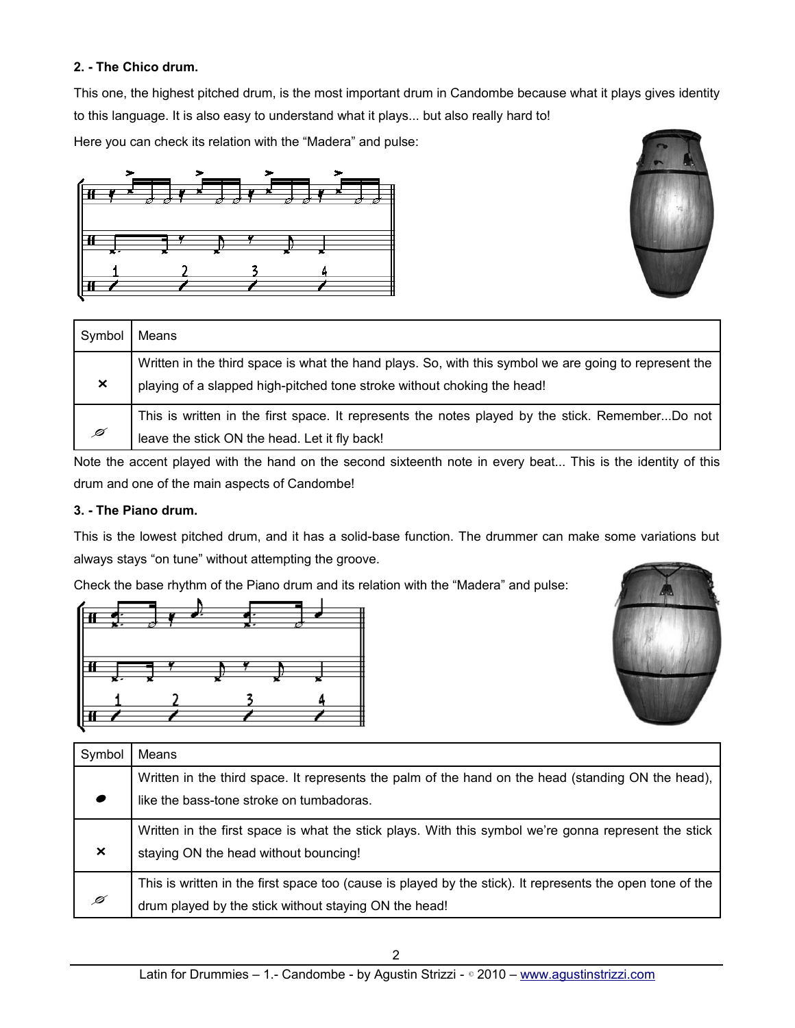**2. - The Chico drum.**

This one, the highest pitched drum, is the most important drum in Candombe because what it plays gives identity to this language. It is also easy to understand what it plays... but also really hard to!

Here you can check its relation with the "Madera" and pulse:

| Symbol | Means |
|---|---|
| × | Written in the third space is what the hand plays. So, with this symbol we are going to represent the playing of a slapped high-pitched tone stroke without choking the head! |
| ⌀ | This is written in the first space. It represents the notes played by the stick. Remember...Do not leave the stick ON the head. Let it fly back! |

Note the accent played with the hand on the second sixteenth note in every beat... This is the identity of this drum and one of the main aspects of Candombe!

**3. - The Piano drum.**

This is the lowest pitched drum, and it has a solid-base function. The drummer can make some variations but always stays "on tune" without attempting the groove.

Check the base rhythm of the Piano drum and its relation with the "Madera" and pulse:

| Symbol | Means |
|---|---|
| ● | Written in the third space. It represents the palm of the hand on the head (standing ON the head), like the bass-tone stroke on tumbadoras. |
| × | Written in the first space is what the stick plays. With this symbol we're gonna represent the stick staying ON the head without bouncing! |
| ⌀ | This is written in the first space too (cause is played by the stick). It represents the open tone of the drum played by the stick without staying ON the head! |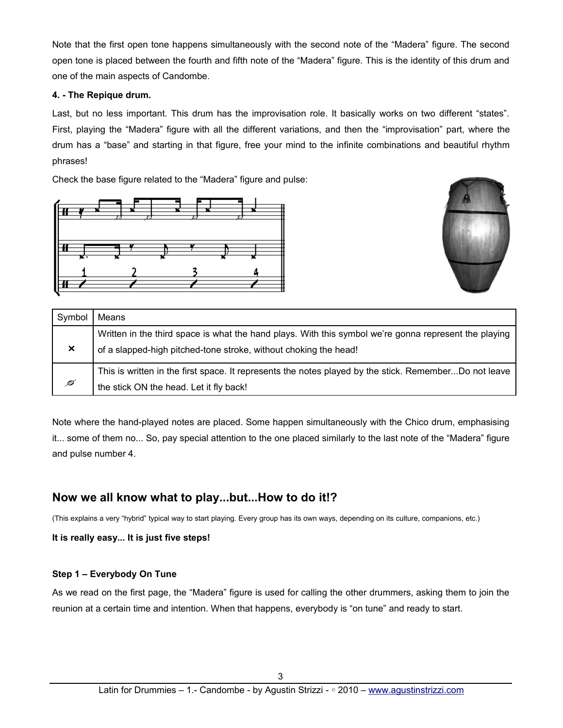Note that the first open tone happens simultaneously with the second note of the “Madera” figure. The second open tone is placed between the fourth and fifth note of the “Madera” figure. This is the identity of this drum and one of the main aspects of Candombe.

**4. - The Repique drum.**

Last, but no less important. This drum has the improvisation role. It basically works on two different “states”. First, playing the “Madera” figure with all the different variations, and then the “improvisation” part, where the drum has a “base” and starting in that figure, free your mind to the infinite combinations and beautiful rhythm phrases!

Check the base figure related to the “Madera” figure and pulse:

| Symbol | Means |
|---|---|
| × | Written in the third space is what the hand plays. With this symbol we’re gonna represent the playing of a slapped-high pitched-tone stroke, without choking the head! |
| ∅ | This is written in the first space. It represents the notes played by the stick. Remember...Do not leave the stick ON the head. Let it fly back! |

Note where the hand-played notes are placed. Some happen simultaneously with the Chico drum, emphasising it... some of them no... So, pay special attention to the one placed similarly to the last note of the “Madera” figure and pulse number 4.

## Now we all know what to play...but...How to do it!?

(This explains a very “hybrid” typical way to start playing. Every group has its own ways, depending on its culture, companions, etc.)

**It is really easy... It is just five steps!**

**Step 1 – Everybody On Tune**

As we read on the first page, the “Madera” figure is used for calling the other drummers, asking them to join the reunion at a certain time and intention. When that happens, everybody is “on tune” and ready to start.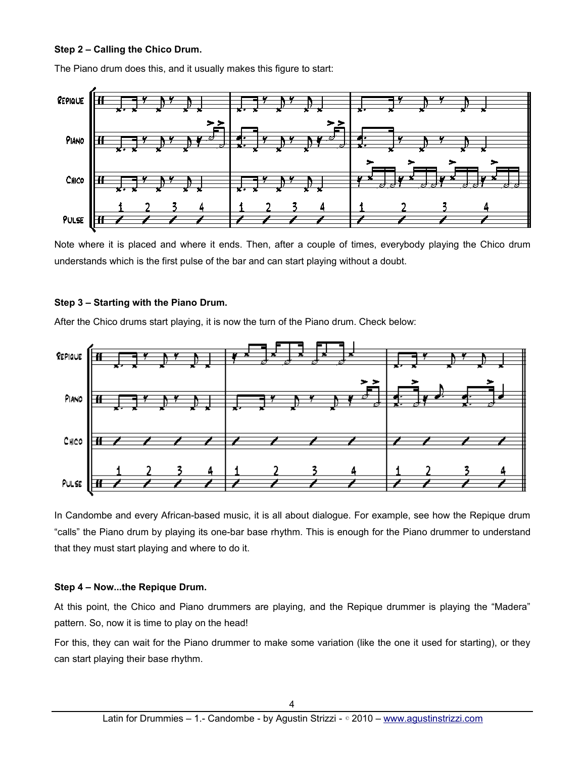**Step 2 – Calling the Chico Drum.**

The Piano drum does this, and it usually makes this figure to start:

Note where it is placed and where it ends. Then, after a couple of times, everybody playing the Chico drum understands which is the first pulse of the bar and can start playing without a doubt.

**Step 3 – Starting with the Piano Drum.**

After the Chico drums start playing, it is now the turn of the Piano drum. Check below:

In Candombe and every African-based music, it is all about dialogue. For example, see how the Repique drum "calls" the Piano drum by playing its one-bar base rhythm. This is enough for the Piano drummer to understand that they must start playing and where to do it.

**Step 4 – Now...the Repique Drum.**

At this point, the Chico and Piano drummers are playing, and the Repique drummer is playing the "Madera" pattern. So, now it is time to play on the head!

For this, they can wait for the Piano drummer to make some variation (like the one it used for starting), or they can start playing their base rhythm.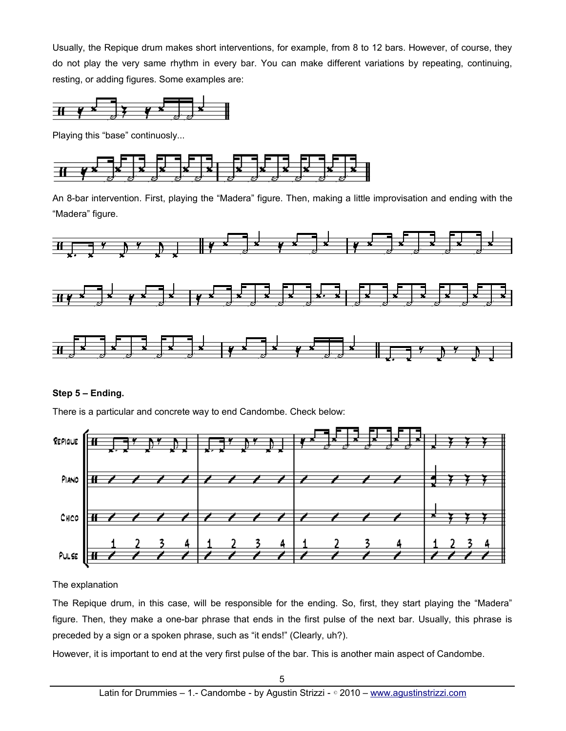Usually, the Repique drum makes short interventions, for example, from 8 to 12 bars. However, of course, they do not play the very same rhythm in every bar. You can make different variations by repeating, continuing, resting, or adding figures. Some examples are:

Playing this "base" continuosly...

An 8-bar intervention. First, playing the "Madera" figure. Then, making a little improvisation and ending with the "Madera" figure.

**Step 5 – Ending.**

There is a particular and concrete way to end Candombe. Check below:

REPIQUE

PIANO

CHICO

PULSE

1 2 3 4 | 1 2 3 4 | 1 2 3 4 | 1 2 3 4

The explanation

The Repique drum, in this case, will be responsible for the ending. So, first, they start playing the "Madera" figure. Then, they make a one-bar phrase that ends in the first pulse of the next bar. Usually, this phrase is preceded by a sign or a spoken phrase, such as "it ends!" (Clearly, uh?).

However, it is important to end at the very first pulse of the bar. This is another main aspect of Candombe.